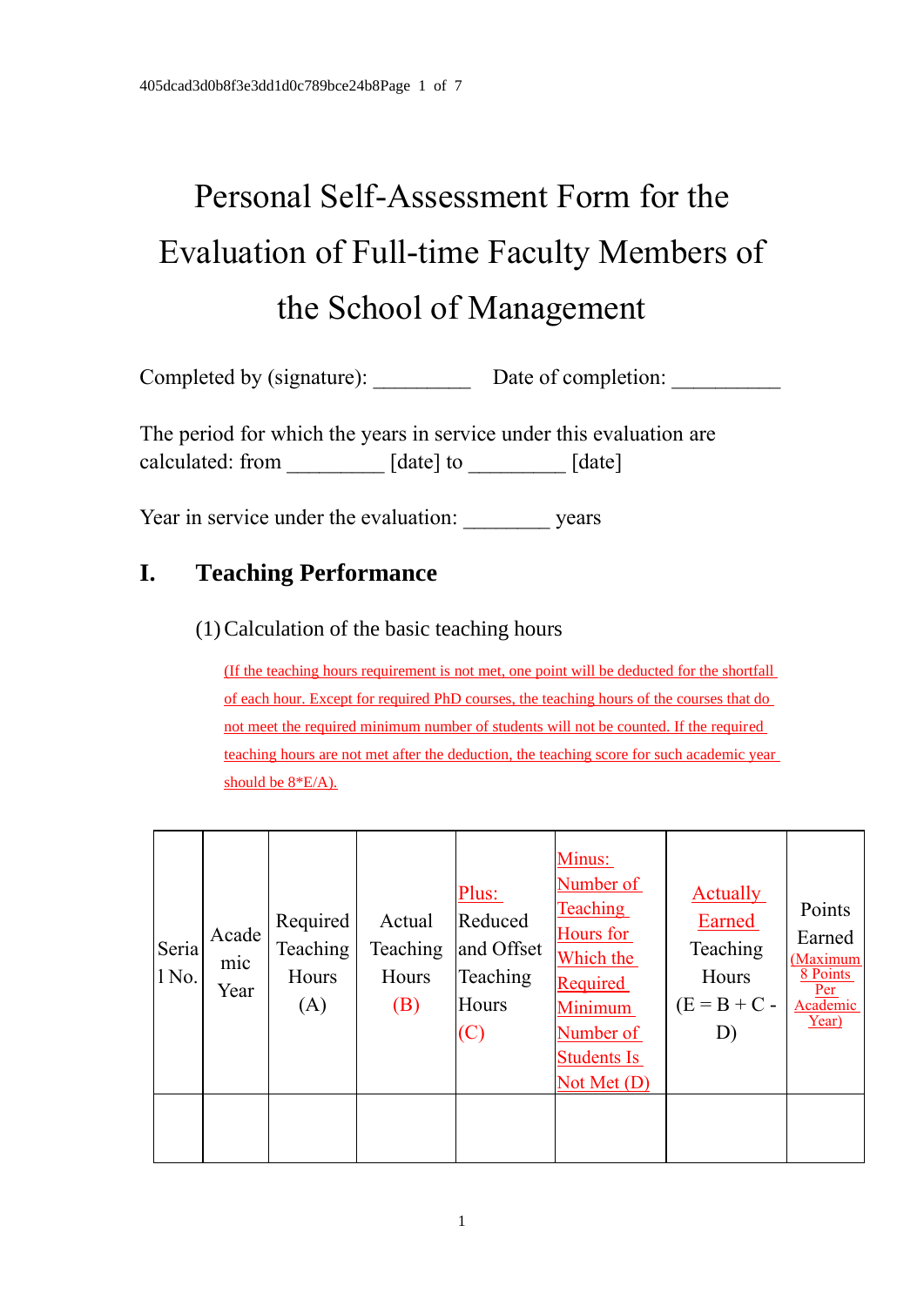# Personal Self-Assessment Form for the Evaluation of Full-time Faculty Members of the School of Management

Completed by (signature): _________ Date of completion: __________

The period for which the years in service under this evaluation are calculated: from _________ [date] to _________ [date]

Year in service under the evaluation: ________ years

## I. Teaching Performance

(1) Calculation of the basic teaching hours

(If the teaching hours requirement is not met, one point will be deducted for the shortfall of each hour. Except for required PhD courses, the teaching hours of the courses that do not meet the required minimum number of students will not be counted. If the required teaching hours are not met after the deduction, the teaching score for such academic year should be 8*E/A).

| Serial No. | Academic Year | Required Teaching Hours (A) | Actual Teaching Hours (B) | Plus: Reduced and Offset Teaching Hours (C) | Minus: Number of Teaching Hours for Which the Required Minimum Number of Students Is Not Met (D) | Actually Earned Teaching Hours (E = B + C - D) | Points Earned (Maximum 8 Points Per Academic Year) |
|---|---|---|---|---|---|---|---|
| | | | | | | | |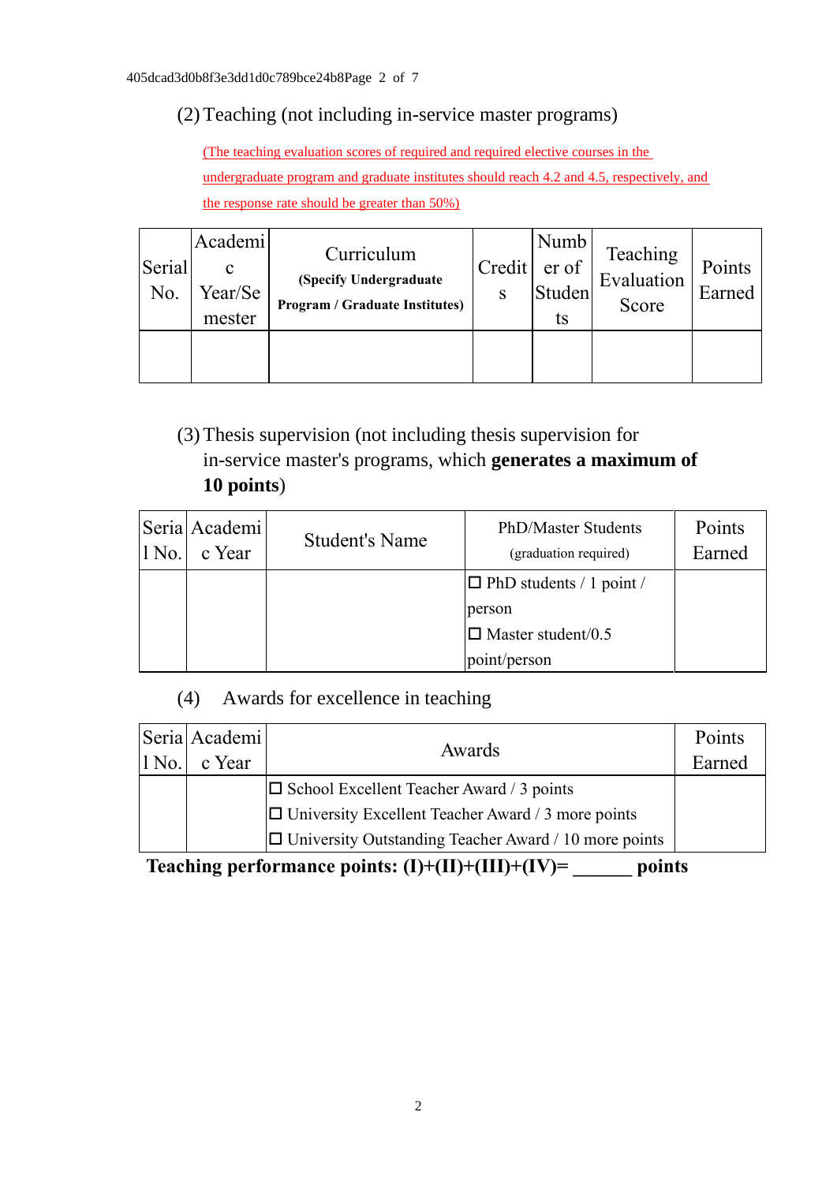(2) Teaching (not including in-service master programs)

(The teaching evaluation scores of required and required elective courses in the undergraduate program and graduate institutes should reach 4.2 and 4.5, respectively, and the response rate should be greater than 50%)

| Serial No. | Academic Year/Semester | Curriculum (Specify Undergraduate Program / Graduate Institutes) | Credits | Number of Students | Teaching Evaluation Score | Points Earned |
|---|---|---|---|---|---|---|
| | | | | | | |

(3) Thesis supervision (not including thesis supervision for in-service master's programs, which **generates a maximum of 10 points**)

| Serial No. | Academic Year | Student's Name | PhD/Master Students (graduation required) | Points Earned |
|---|---|---|---|---|
| | | | ☐ PhD students / 1 point / person ☐ Master student/0.5 point/person | |

(4) Awards for excellence in teaching

| Serial No. | Academic Year | Awards | Points Earned |
|---|---|---|---|
| | | ☐ School Excellent Teacher Award / 3 points ☐ University Excellent Teacher Award / 3 more points ☐ University Outstanding Teacher Award / 10 more points | |

**Teaching performance points: (I)+(II)+(III)+(IV)= ______ points**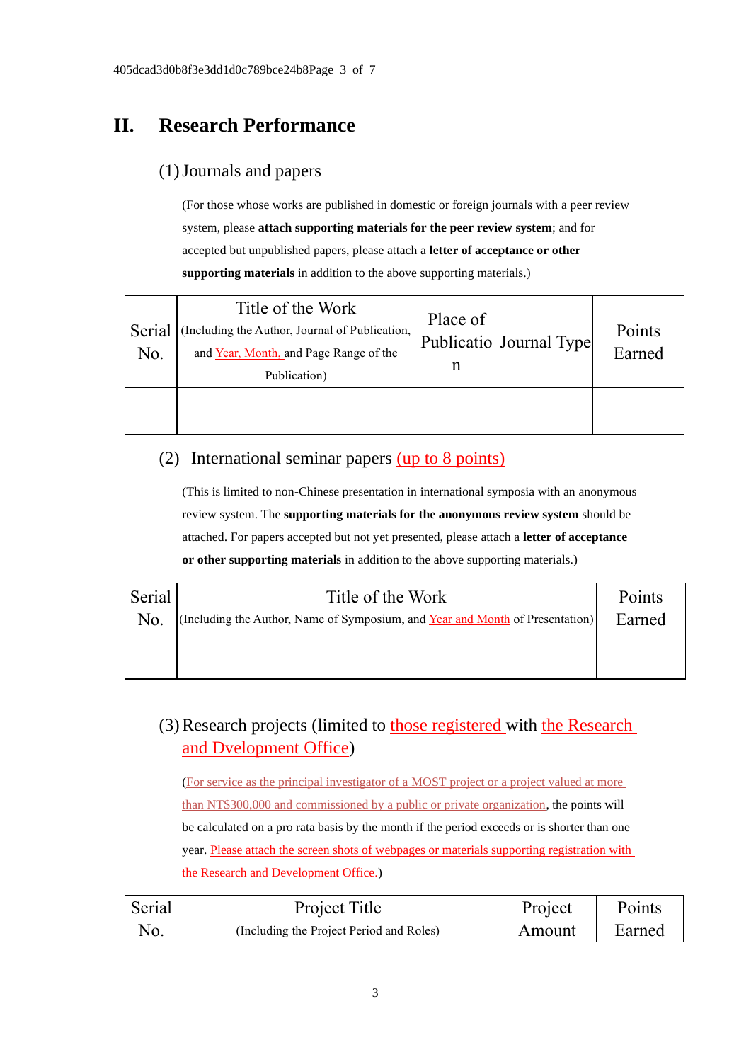## II. Research Performance

### (1) Journals and papers

(For those whose works are published in domestic or foreign journals with a peer review system, please **attach supporting materials for the peer review system**; and for accepted but unpublished papers, please attach a **letter of acceptance or other supporting materials** in addition to the above supporting materials.)

| Serial No. | Title of the Work (Including the Author, Journal of Publication, and Year, Month, and Page Range of the Publication) | Place of Publication | Journal Type | Points Earned |
|---|---|---|---|---|
| | | | | |

### (2) International seminar papers (up to 8 points)

(This is limited to non-Chinese presentation in international symposia with an anonymous review system. The **supporting materials for the anonymous review system** should be attached. For papers accepted but not yet presented, please attach a **letter of acceptance or other supporting materials** in addition to the above supporting materials.)

| Serial No. | Title of the Work (Including the Author, Name of Symposium, and Year and Month of Presentation) | Points Earned |
|---|---|---|
| | | |

### (3) Research projects (limited to those registered with the Research and Dvelopment Office)

(For service as the principal investigator of a MOST project or a project valued at more than NT$300,000 and commissioned by a public or private organization, the points will be calculated on a pro rata basis by the month if the period exceeds or is shorter than one year. Please attach the screen shots of webpages or materials supporting registration with the Research and Development Office.)

| Serial No. | Project Title (Including the Project Period and Roles) | Project Amount | Points Earned |
|---|---|---|---|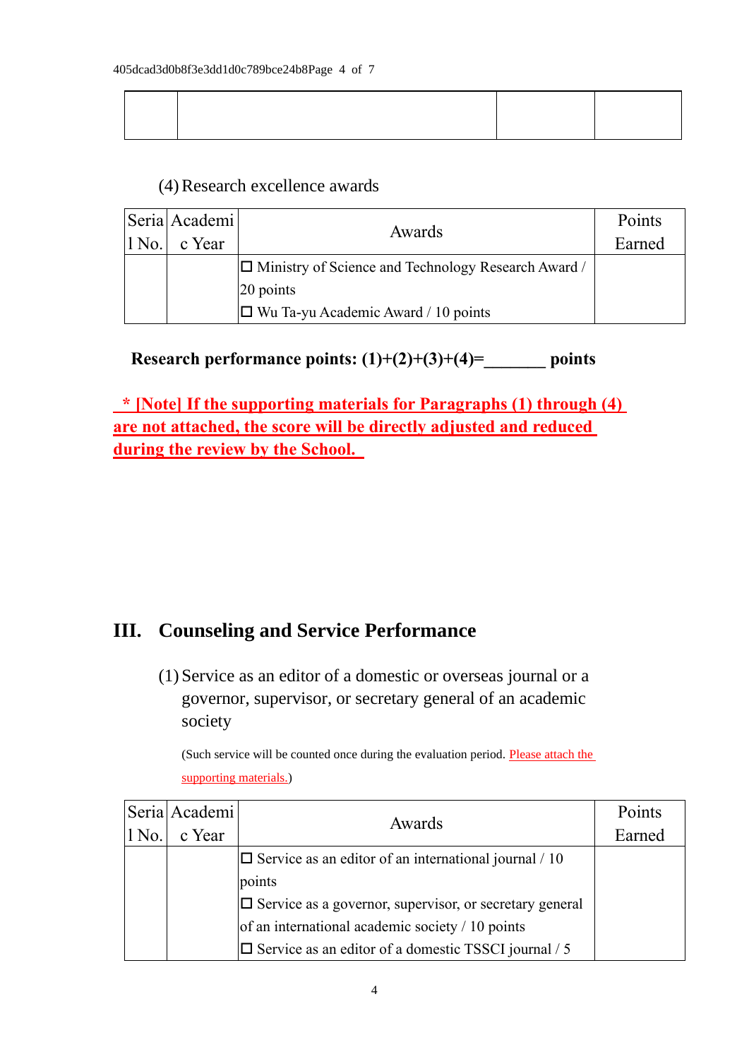|  |  |  |  |
|---|---|---|---|
|  |  |  |  |

(4) Research excellence awards

| Serial No. | Academic Year | Awards | Points Earned |
|---|---|---|---|
|  |  | ☐ Ministry of Science and Technology Research Award / 20 points<br>☐ Wu Ta-yu Academic Award / 10 points |  |

**Research performance points: (1)+(2)+(3)+(4)=_______ points**

**\* [Note] If the supporting materials for Paragraphs (1) through (4) are not attached, the score will be directly adjusted and reduced during the review by the School.**

## III. Counseling and Service Performance

(1) Service as an editor of a domestic or overseas journal or a governor, supervisor, or secretary general of an academic society

(Such service will be counted once during the evaluation period. Please attach the supporting materials.)

| Serial No. | Academic Year | Awards | Points Earned |
|---|---|---|---|
|  |  | ☐ Service as an editor of an international journal / 10 points<br>☐ Service as a governor, supervisor, or secretary general of an international academic society / 10 points<br>☐ Service as an editor of a domestic TSSCI journal / 5 |  |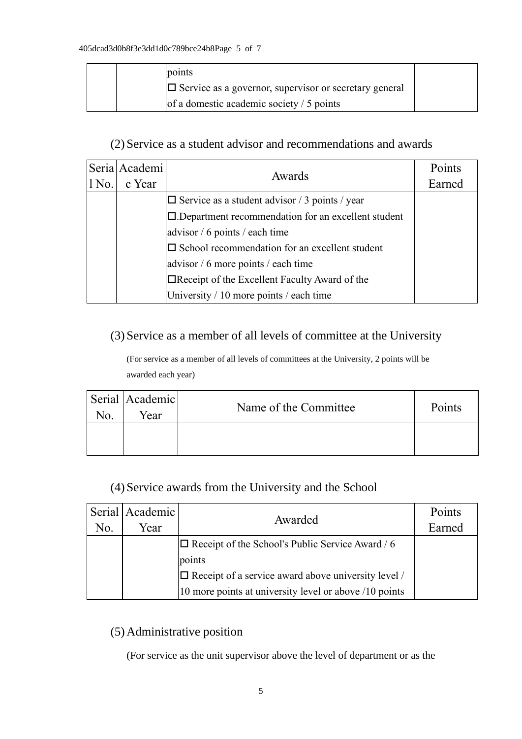|  |  | points<br>☐ Service as a governor, supervisor or secretary general of a domestic academic society / 5 points |  |
|---|---|---|---|

(2) Service as a student advisor and recommendations and awards

| Serial No. | Academic Year | Awards | Points Earned |
|---|---|---|---|
|  |  | ☐ Service as a student advisor / 3 points / year<br>☐.Department recommendation for an excellent student advisor / 6 points / each time<br>☐ School recommendation for an excellent student advisor / 6 more points / each time<br>☐Receipt of the Excellent Faculty Award of the University / 10 more points / each time |  |

(3) Service as a member of all levels of committee at the University

(For service as a member of all levels of committees at the University, 2 points will be awarded each year)

| Serial No. | Academic Year | Name of the Committee | Points |
|---|---|---|---|
|  |  |  |  |

(4) Service awards from the University and the School

| Serial No. | Academic Year | Awarded | Points Earned |
|---|---|---|---|
|  |  | ☐ Receipt of the School's Public Service Award / 6 points<br>☐ Receipt of a service award above university level / 10 more points at university level or above /10 points |  |

(5) Administrative position

(For service as the unit supervisor above the level of department or as the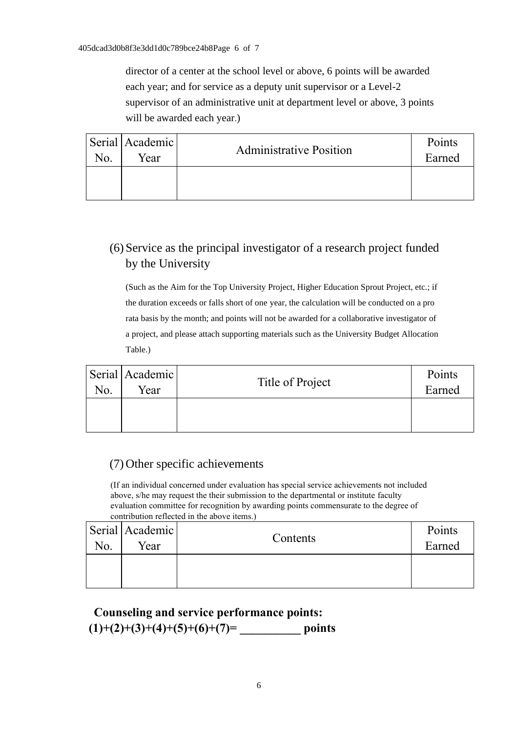director of a center at the school level or above, 6 points will be awarded each year; and for service as a deputy unit supervisor or a Level-2 supervisor of an administrative unit at department level or above, 3 points will be awarded each year.)

| Serial No. | Academic Year | Administrative Position | Points Earned |
|---|---|---|---|
| | | | |

(6) Service as the principal investigator of a research project funded by the University

(Such as the Aim for the Top University Project, Higher Education Sprout Project, etc.; if the duration exceeds or falls short of one year, the calculation will be conducted on a pro rata basis by the month; and points will not be awarded for a collaborative investigator of a project, and please attach supporting materials such as the University Budget Allocation Table.)

| Serial No. | Academic Year | Title of Project | Points Earned |
|---|---|---|---|
| | | | |

(7) Other specific achievements

(If an individual concerned under evaluation has special service achievements not included above, s/he may request the their submission to the departmental or institute faculty evaluation committee for recognition by awarding points commensurate to the degree of contribution reflected in the above items.)

| Serial No. | Academic Year | Contents | Points Earned |
|---|---|---|---|
| | | | |

**Counseling and service performance points:**
**(1)+(2)+(3)+(4)+(5)+(6)+(7)= __________ points**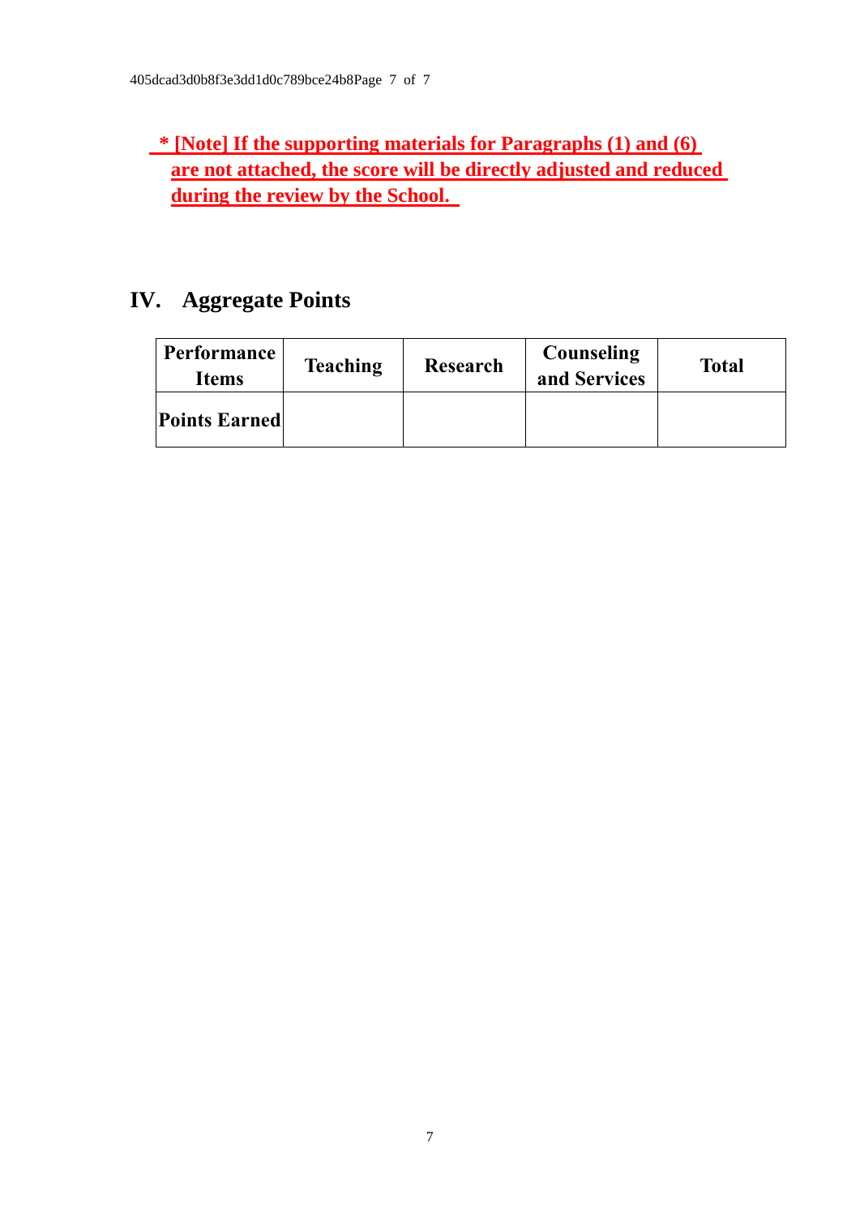**\* [Note] If the supporting materials for Paragraphs (1) and (6) are not attached, the score will be directly adjusted and reduced during the review by the School.**

## IV. Aggregate Points

| Performance Items | Teaching | Research | Counseling and Services | Total |
|---|---|---|---|---|
| Points Earned | | | | |